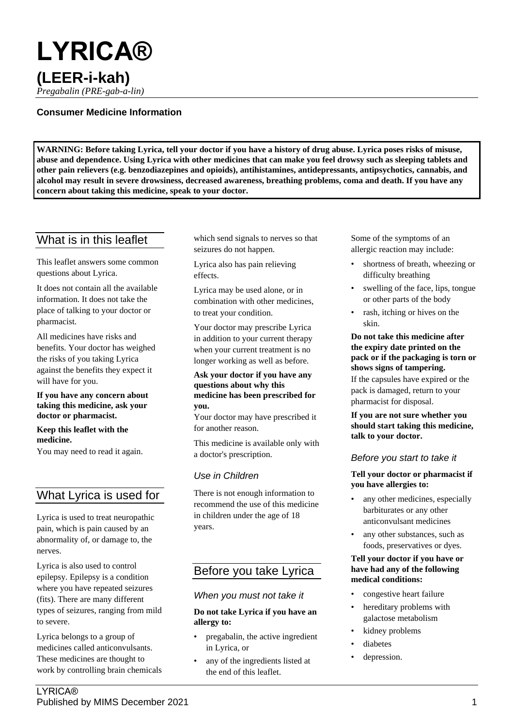# LYRICA®

## (LEER-i-kah)

*Pregabalin (PRE-gab-a-lin)*

**Consumer Medicine Information**

**WARNING: Before taking Lyrica, tell your doctor if you have a history of drug abuse. Lyrica poses risks of misuse, abuse and dependence. Using Lyrica with other medicines that can make you feel drowsy such as sleeping tablets and other pain relievers (e.g. benzodiazepines and opioids), antihistamines, antidepressants, antipsychotics, cannabis, and alcohol may result in severe drowsiness, decreased awareness, breathing problems, coma and death. If you have any concern about taking this medicine, speak to your doctor.**

## What is in this leaflet

This leaflet answers some common questions about Lyrica.

It does not contain all the available information. It does not take the place of talking to your doctor or pharmacist.

All medicines have risks and benefits. Your doctor has weighed the risks of you taking Lyrica against the benefits they expect it will have for you.

**If you have any concern about taking this medicine, ask your doctor or pharmacist.**

**Keep this leaflet with the medicine.**
You may need to read it again.

## What Lyrica is used for

Lyrica is used to treat neuropathic pain, which is pain caused by an abnormality of, or damage to, the nerves.

Lyrica is also used to control epilepsy. Epilepsy is a condition where you have repeated seizures (fits). There are many different types of seizures, ranging from mild to severe.

Lyrica belongs to a group of medicines called anticonvulsants. These medicines are thought to work by controlling brain chemicals which send signals to nerves so that seizures do not happen.

Lyrica also has pain relieving effects.

Lyrica may be used alone, or in combination with other medicines, to treat your condition.

Your doctor may prescribe Lyrica in addition to your current therapy when your current treatment is no longer working as well as before.

**Ask your doctor if you have any questions about why this medicine has been prescribed for you.**
Your doctor may have prescribed it for another reason.

This medicine is available only with a doctor's prescription.

### *Use in Children*

There is not enough information to recommend the use of this medicine in children under the age of 18 years.

## Before you take Lyrica

### *When you must not take it*

**Do not take Lyrica if you have an allergy to:**

- pregabalin, the active ingredient in Lyrica, or
- any of the ingredients listed at the end of this leaflet.

Some of the symptoms of an allergic reaction may include:

- shortness of breath, wheezing or difficulty breathing
- swelling of the face, lips, tongue or other parts of the body
- rash, itching or hives on the skin.

**Do not take this medicine after the expiry date printed on the pack or if the packaging is torn or shows signs of tampering.**
If the capsules have expired or the pack is damaged, return to your pharmacist for disposal.

**If you are not sure whether you should start taking this medicine, talk to your doctor.**

### *Before you start to take it*

**Tell your doctor or pharmacist if you have allergies to:**

- any other medicines, especially barbiturates or any other anticonvulsant medicines
- any other substances, such as foods, preservatives or dyes.

**Tell your doctor if you have or have had any of the following medical conditions:**

- congestive heart failure
- hereditary problems with galactose metabolism
- kidney problems
- diabetes
- depression.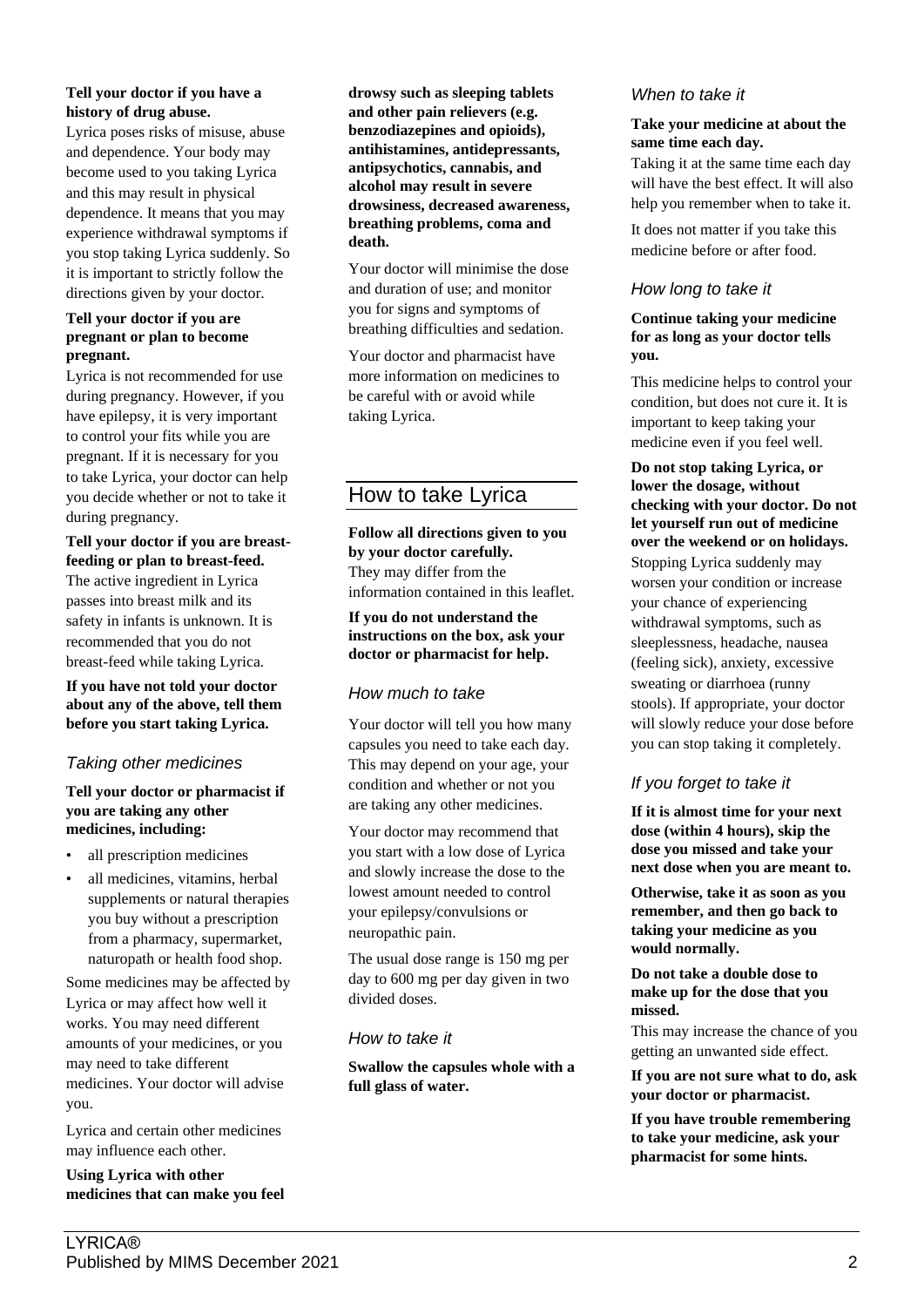**Tell your doctor if you have a history of drug abuse.**

Lyrica poses risks of misuse, abuse and dependence. Your body may become used to you taking Lyrica and this may result in physical dependence. It means that you may experience withdrawal symptoms if you stop taking Lyrica suddenly. So it is important to strictly follow the directions given by your doctor.

**Tell your doctor if you are pregnant or plan to become pregnant.**

Lyrica is not recommended for use during pregnancy. However, if you have epilepsy, it is very important to control your fits while you are pregnant. If it is necessary for you to take Lyrica, your doctor can help you decide whether or not to take it during pregnancy.

**Tell your doctor if you are breast-feeding or plan to breast-feed.**

The active ingredient in Lyrica passes into breast milk and its safety in infants is unknown. It is recommended that you do not breast-feed while taking Lyrica.

**If you have not told your doctor about any of the above, tell them before you start taking Lyrica.**

### *Taking other medicines*

**Tell your doctor or pharmacist if you are taking any other medicines, including:**

- all prescription medicines
- all medicines, vitamins, herbal supplements or natural therapies you buy without a prescription from a pharmacy, supermarket, naturopath or health food shop.

Some medicines may be affected by Lyrica or may affect how well it works. You may need different amounts of your medicines, or you may need to take different medicines. Your doctor will advise you.

Lyrica and certain other medicines may influence each other.

**Using Lyrica with other medicines that can make you feel drowsy such as sleeping tablets and other pain relievers (e.g. benzodiazepines and opioids), antihistamines, antidepressants, antipsychotics, cannabis, and alcohol may result in severe drowsiness, decreased awareness, breathing problems, coma and death.**

Your doctor will minimise the dose and duration of use; and monitor you for signs and symptoms of breathing difficulties and sedation.

Your doctor and pharmacist have more information on medicines to be careful with or avoid while taking Lyrica.

## How to take Lyrica

**Follow all directions given to you by your doctor carefully.**

They may differ from the information contained in this leaflet.

**If you do not understand the instructions on the box, ask your doctor or pharmacist for help.**

### *How much to take*

Your doctor will tell you how many capsules you need to take each day. This may depend on your age, your condition and whether or not you are taking any other medicines.

Your doctor may recommend that you start with a low dose of Lyrica and slowly increase the dose to the lowest amount needed to control your epilepsy/convulsions or neuropathic pain.

The usual dose range is 150 mg per day to 600 mg per day given in two divided doses.

### *How to take it*

**Swallow the capsules whole with a full glass of water.**

### *When to take it*

**Take your medicine at about the same time each day.**

Taking it at the same time each day will have the best effect. It will also help you remember when to take it.

It does not matter if you take this medicine before or after food.

### *How long to take it*

**Continue taking your medicine for as long as your doctor tells you.**

This medicine helps to control your condition, but does not cure it. It is important to keep taking your medicine even if you feel well.

**Do not stop taking Lyrica, or lower the dosage, without checking with your doctor. Do not let yourself run out of medicine over the weekend or on holidays.**

Stopping Lyrica suddenly may worsen your condition or increase your chance of experiencing withdrawal symptoms, such as sleeplessness, headache, nausea (feeling sick), anxiety, excessive sweating or diarrhoea (runny stools). If appropriate, your doctor will slowly reduce your dose before you can stop taking it completely.

### *If you forget to take it*

**If it is almost time for your next dose (within 4 hours), skip the dose you missed and take your next dose when you are meant to.**

**Otherwise, take it as soon as you remember, and then go back to taking your medicine as you would normally.**

**Do not take a double dose to make up for the dose that you missed.**

This may increase the chance of you getting an unwanted side effect.

**If you are not sure what to do, ask your doctor or pharmacist.**

**If you have trouble remembering to take your medicine, ask your pharmacist for some hints.**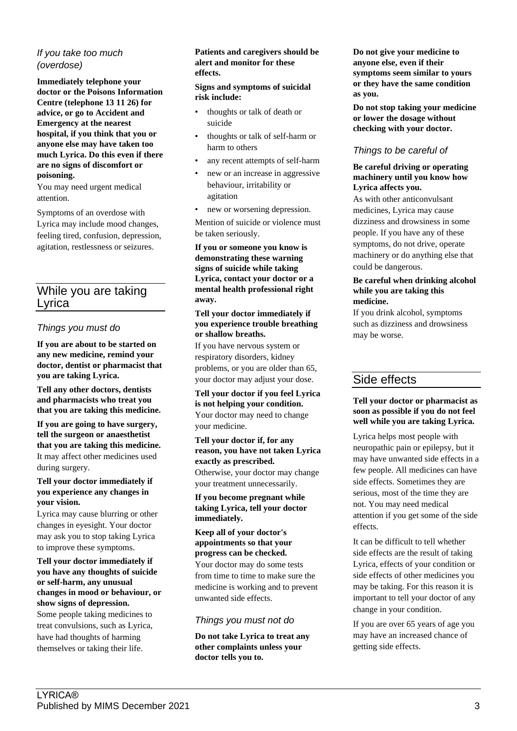### *If you take too much (overdose)*

**Immediately telephone your doctor or the Poisons Information Centre (telephone 13 11 26) for advice, or go to Accident and Emergency at the nearest hospital, if you think that you or anyone else may have taken too much Lyrica. Do this even if there are no signs of discomfort or poisoning.**

You may need urgent medical attention.

Symptoms of an overdose with Lyrica may include mood changes, feeling tired, confusion, depression, agitation, restlessness or seizures.

## While you are taking Lyrica

### *Things you must do*

**If you are about to be started on any new medicine, remind your doctor, dentist or pharmacist that you are taking Lyrica.**

**Tell any other doctors, dentists and pharmacists who treat you that you are taking this medicine.**

**If you are going to have surgery, tell the surgeon or anaesthetist that you are taking this medicine.** It may affect other medicines used during surgery.

**Tell your doctor immediately if you experience any changes in your vision.**

Lyrica may cause blurring or other changes in eyesight. Your doctor may ask you to stop taking Lyrica to improve these symptoms.

**Tell your doctor immediately if you have any thoughts of suicide or self-harm, any unusual changes in mood or behaviour, or show signs of depression.**

Some people taking medicines to treat convulsions, such as Lyrica, have had thoughts of harming themselves or taking their life.

**Patients and caregivers should be alert and monitor for these effects.**

**Signs and symptoms of suicidal risk include:**

- thoughts or talk of death or suicide
- thoughts or talk of self-harm or harm to others
- any recent attempts of self-harm
- new or an increase in aggressive behaviour, irritability or agitation
- new or worsening depression.

Mention of suicide or violence must be taken seriously.

**If you or someone you know is demonstrating these warning signs of suicide while taking Lyrica, contact your doctor or a mental health professional right away.**

**Tell your doctor immediately if you experience trouble breathing or shallow breaths.**

If you have nervous system or respiratory disorders, kidney problems, or you are older than 65, your doctor may adjust your dose.

**Tell your doctor if you feel Lyrica is not helping your condition.**

Your doctor may need to change your medicine.

**Tell your doctor if, for any reason, you have not taken Lyrica exactly as prescribed.**

Otherwise, your doctor may change your treatment unnecessarily.

**If you become pregnant while taking Lyrica, tell your doctor immediately.**

**Keep all of your doctor's appointments so that your progress can be checked.**

Your doctor may do some tests from time to time to make sure the medicine is working and to prevent unwanted side effects.

### *Things you must not do*

**Do not take Lyrica to treat any other complaints unless your doctor tells you to.**

**Do not give your medicine to anyone else, even if their symptoms seem similar to yours or they have the same condition as you.**

**Do not stop taking your medicine or lower the dosage without checking with your doctor.**

### *Things to be careful of*

**Be careful driving or operating machinery until you know how Lyrica affects you.**

As with other anticonvulsant medicines, Lyrica may cause dizziness and drowsiness in some people. If you have any of these symptoms, do not drive, operate machinery or do anything else that could be dangerous.

**Be careful when drinking alcohol while you are taking this medicine.**

If you drink alcohol, symptoms such as dizziness and drowsiness may be worse.

## Side effects

**Tell your doctor or pharmacist as soon as possible if you do not feel well while you are taking Lyrica.**

Lyrica helps most people with neuropathic pain or epilepsy, but it may have unwanted side effects in a few people. All medicines can have side effects. Sometimes they are serious, most of the time they are not. You may need medical attention if you get some of the side effects.

It can be difficult to tell whether side effects are the result of taking Lyrica, effects of your condition or side effects of other medicines you may be taking. For this reason it is important to tell your doctor of any change in your condition.

If you are over 65 years of age you may have an increased chance of getting side effects.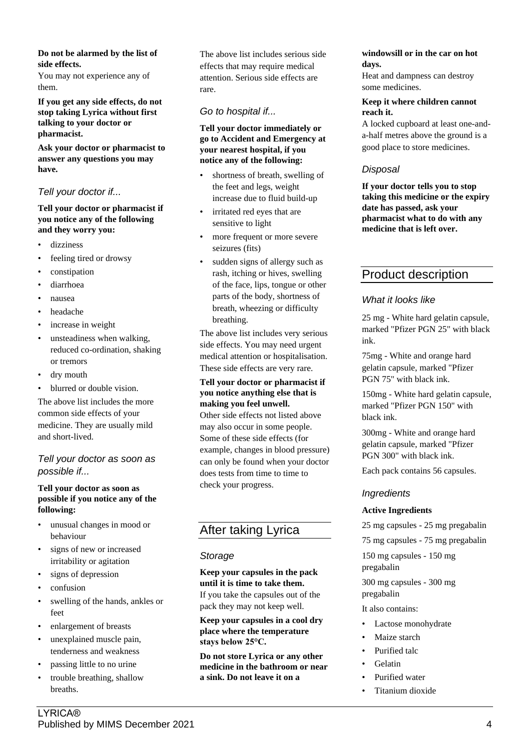**Do not be alarmed by the list of side effects.**

You may not experience any of them.

**If you get any side effects, do not stop taking Lyrica without first talking to your doctor or pharmacist.**

**Ask your doctor or pharmacist to answer any questions you may have.**

### *Tell your doctor if...*

**Tell your doctor or pharmacist if you notice any of the following and they worry you:**

- dizziness
- feeling tired or drowsy
- constipation
- diarrhoea
- nausea
- headache
- increase in weight
- unsteadiness when walking, reduced co-ordination, shaking or tremors
- dry mouth
- blurred or double vision.

The above list includes the more common side effects of your medicine. They are usually mild and short-lived.

### *Tell your doctor as soon as possible if...*

**Tell your doctor as soon as possible if you notice any of the following:**

- unusual changes in mood or behaviour
- signs of new or increased irritability or agitation
- signs of depression
- confusion
- swelling of the hands, ankles or feet
- enlargement of breasts
- unexplained muscle pain, tenderness and weakness
- passing little to no urine
- trouble breathing, shallow breaths.

The above list includes serious side effects that may require medical attention. Serious side effects are rare.

### *Go to hospital if...*

**Tell your doctor immediately or go to Accident and Emergency at your nearest hospital, if you notice any of the following:**

- shortness of breath, swelling of the feet and legs, weight increase due to fluid build-up
- irritated red eyes that are sensitive to light
- more frequent or more severe seizures (fits)
- sudden signs of allergy such as rash, itching or hives, swelling of the face, lips, tongue or other parts of the body, shortness of breath, wheezing or difficulty breathing.

The above list includes very serious side effects. You may need urgent medical attention or hospitalisation. These side effects are very rare.

**Tell your doctor or pharmacist if you notice anything else that is making you feel unwell.**

Other side effects not listed above may also occur in some people. Some of these side effects (for example, changes in blood pressure) can only be found when your doctor does tests from time to time to check your progress.

## After taking Lyrica

### *Storage*

**Keep your capsules in the pack until it is time to take them.**

If you take the capsules out of the pack they may not keep well.

**Keep your capsules in a cool dry place where the temperature stays below 25°C.**

**Do not store Lyrica or any other medicine in the bathroom or near a sink. Do not leave it on a windowsill or in the car on hot days.**

Heat and dampness can destroy some medicines.

**Keep it where children cannot reach it.**

A locked cupboard at least one-and-a-half metres above the ground is a good place to store medicines.

### *Disposal*

**If your doctor tells you to stop taking this medicine or the expiry date has passed, ask your pharmacist what to do with any medicine that is left over.**

## Product description

### *What it looks like*

25 mg - White hard gelatin capsule, marked "Pfizer PGN 25" with black ink.

75mg - White and orange hard gelatin capsule, marked "Pfizer PGN 75" with black ink.

150mg - White hard gelatin capsule, marked "Pfizer PGN 150" with black ink.

300mg - White and orange hard gelatin capsule, marked "Pfizer PGN 300" with black ink.

Each pack contains 56 capsules.

### *Ingredients*

**Active Ingredients**

25 mg capsules - 25 mg pregabalin

75 mg capsules - 75 mg pregabalin

150 mg capsules - 150 mg pregabalin

300 mg capsules - 300 mg pregabalin

It also contains:

- Lactose monohydrate
- Maize starch
- Purified talc
- Gelatin
- Purified water
- Titanium dioxide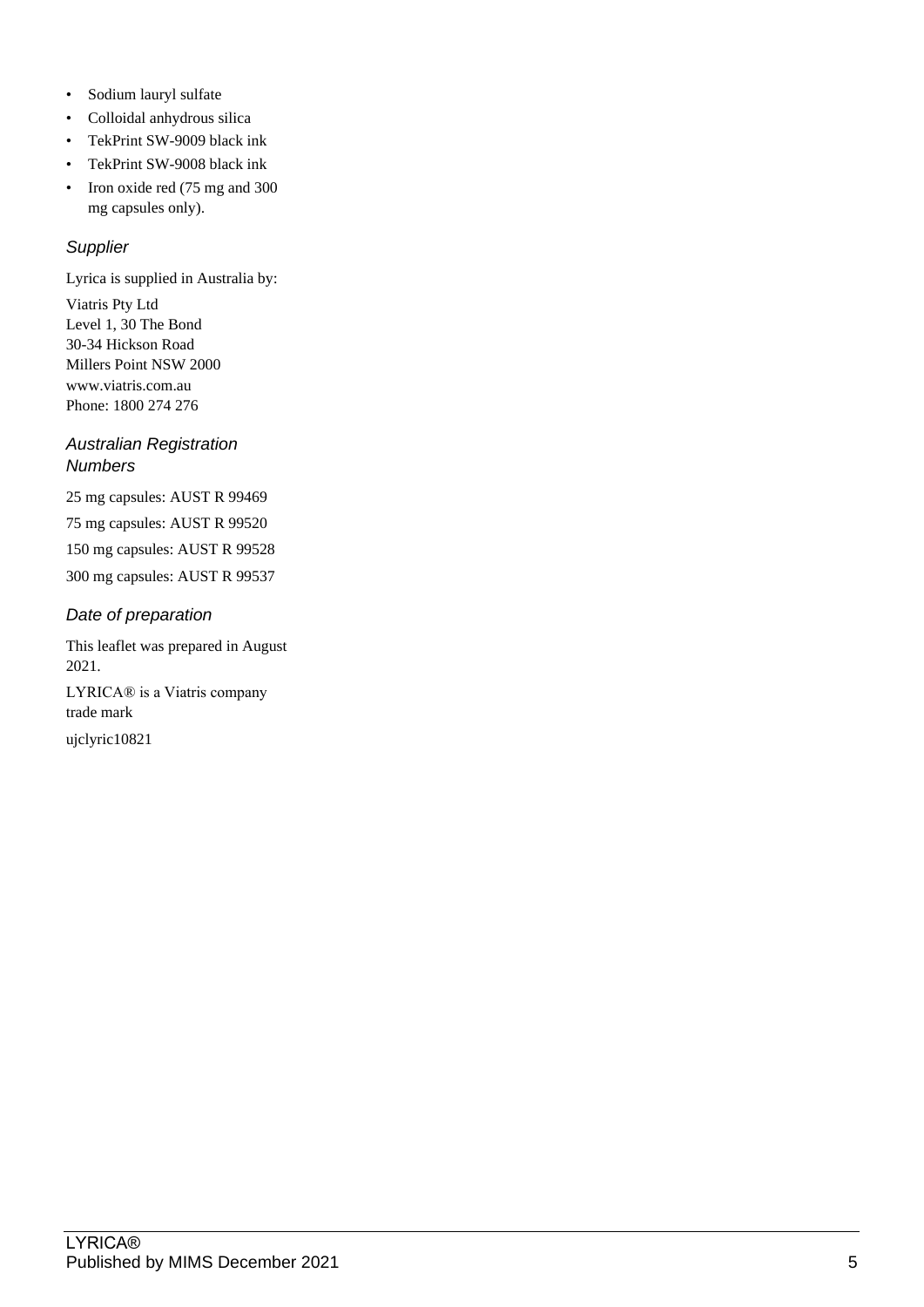- Sodium lauryl sulfate
- Colloidal anhydrous silica
- TekPrint SW-9009 black ink
- TekPrint SW-9008 black ink
- Iron oxide red (75 mg and 300 mg capsules only).

### *Supplier*

Lyrica is supplied in Australia by:

Viatris Pty Ltd
Level 1, 30 The Bond
30-34 Hickson Road
Millers Point NSW 2000
www.viatris.com.au
Phone: 1800 274 276

### *Australian Registration Numbers*

25 mg capsules: AUST R 99469

75 mg capsules: AUST R 99520

150 mg capsules: AUST R 99528

300 mg capsules: AUST R 99537

### *Date of preparation*

This leaflet was prepared in August 2021.

LYRICA® is a Viatris company trade mark

ujclyric10821